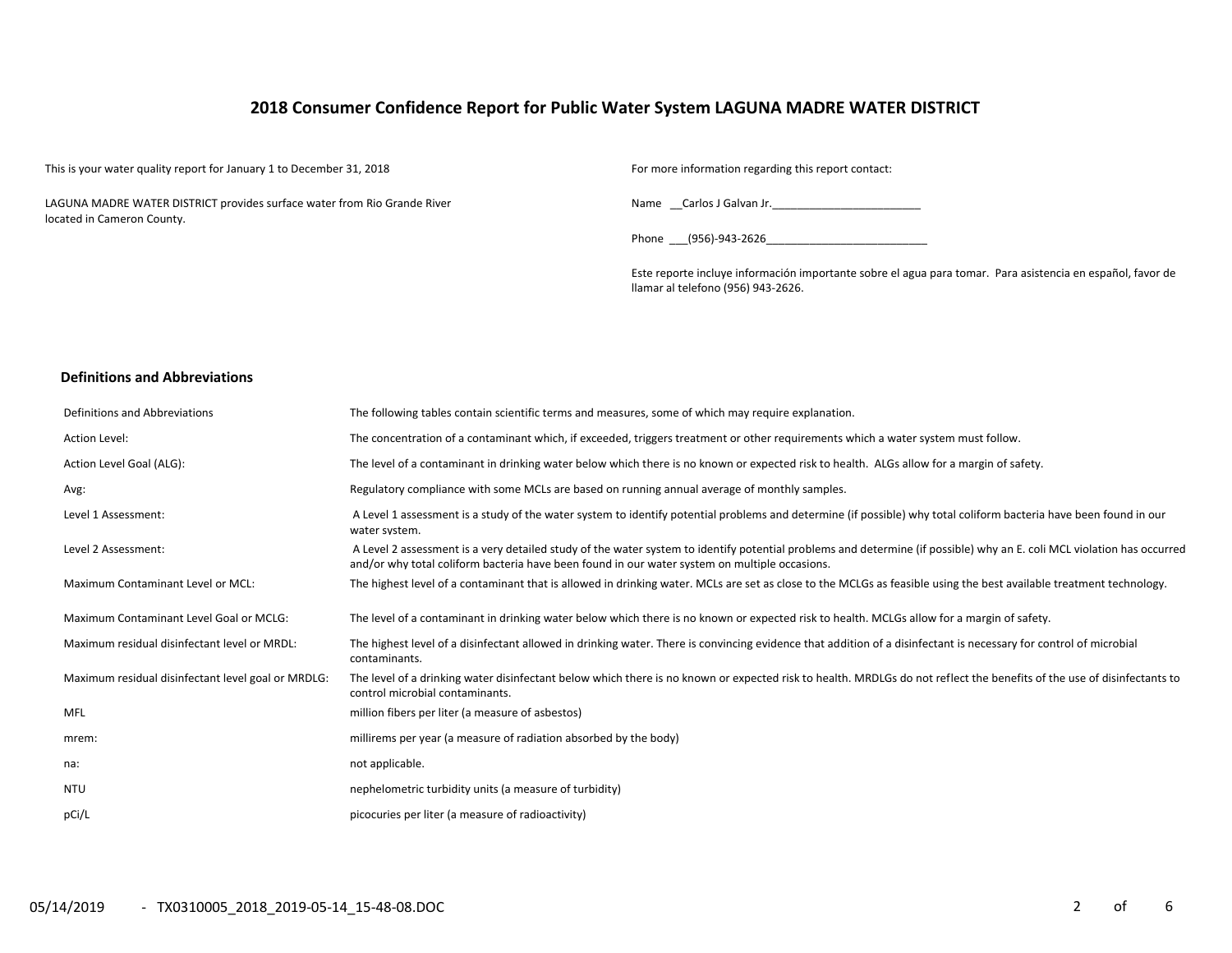## 2018 Consumer Confidence Report for Public Water System LAGUNA MADRE WATER DISTRICT

This is your water quality report for January 1 to December 31, 2018

LAGUNA MADRE WATER DISTRICT provides surface water from Rio Grande River located in Cameron County.

For more information regarding this report contact:

Name __Carlos J Galvan Jr.________________________

Phone ___(956)-943-2626__________________________

Este reporte incluye información importante sobre el agua para tomar. Para asistencia en español, favor de llamar al telefono (956) 943-2626.

### Definitions and Abbreviations

| Definitions and Abbreviations | The following tables contain scientific terms and measures, some of which may require explanation. |
|---|---|
| Action Level: | The concentration of a contaminant which, if exceeded, triggers treatment or other requirements which a water system must follow. |
| Action Level Goal (ALG): | The level of a contaminant in drinking water below which there is no known or expected risk to health. ALGs allow for a margin of safety. |
| Avg: | Regulatory compliance with some MCLs are based on running annual average of monthly samples. |
| Level 1 Assessment: | A Level 1 assessment is a study of the water system to identify potential problems and determine (if possible) why total coliform bacteria have been found in our water system. |
| Level 2 Assessment: | A Level 2 assessment is a very detailed study of the water system to identify potential problems and determine (if possible) why an E. coli MCL violation has occurred and/or why total coliform bacteria have been found in our water system on multiple occasions. |
| Maximum Contaminant Level or MCL: | The highest level of a contaminant that is allowed in drinking water. MCLs are set as close to the MCLGs as feasible using the best available treatment technology. |
| Maximum Contaminant Level Goal or MCLG: | The level of a contaminant in drinking water below which there is no known or expected risk to health. MCLGs allow for a margin of safety. |
| Maximum residual disinfectant level or MRDL: | The highest level of a disinfectant allowed in drinking water. There is convincing evidence that addition of a disinfectant is necessary for control of microbial contaminants. |
| Maximum residual disinfectant level goal or MRDLG: | The level of a drinking water disinfectant below which there is no known or expected risk to health. MRDLGs do not reflect the benefits of the use of disinfectants to control microbial contaminants. |
| MFL | million fibers per liter (a measure of asbestos) |
| mrem: | millirems per year (a measure of radiation absorbed by the body) |
| na: | not applicable. |
| NTU | nephelometric turbidity units (a measure of turbidity) |
| pCi/L | picocuries per liter (a measure of radioactivity) |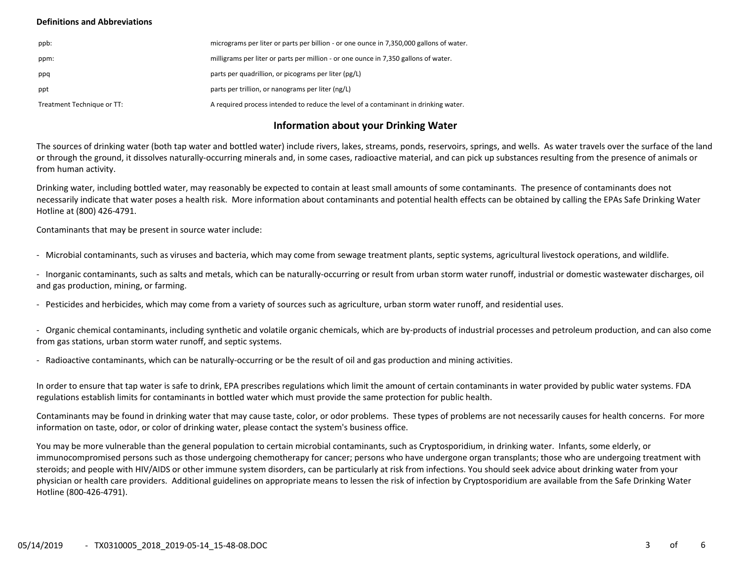**Definitions and Abbreviations**

| | |
|---|---|
| ppb: | micrograms per liter or parts per billion - or one ounce in 7,350,000 gallons of water. |
| ppm: | milligrams per liter or parts per million - or one ounce in 7,350 gallons of water. |
| ppq | parts per quadrillion, or picograms per liter (pg/L) |
| ppt | parts per trillion, or nanograms per liter (ng/L) |
| Treatment Technique or TT: | A required process intended to reduce the level of a contaminant in drinking water. |

## Information about your Drinking Water

The sources of drinking water (both tap water and bottled water) include rivers, lakes, streams, ponds, reservoirs, springs, and wells. As water travels over the surface of the land or through the ground, it dissolves naturally-occurring minerals and, in some cases, radioactive material, and can pick up substances resulting from the presence of animals or from human activity.

Drinking water, including bottled water, may reasonably be expected to contain at least small amounts of some contaminants. The presence of contaminants does not necessarily indicate that water poses a health risk. More information about contaminants and potential health effects can be obtained by calling the EPAs Safe Drinking Water Hotline at (800) 426-4791.

Contaminants that may be present in source water include:

- Microbial contaminants, such as viruses and bacteria, which may come from sewage treatment plants, septic systems, agricultural livestock operations, and wildlife.
- Inorganic contaminants, such as salts and metals, which can be naturally-occurring or result from urban storm water runoff, industrial or domestic wastewater discharges, oil and gas production, mining, or farming.
- Pesticides and herbicides, which may come from a variety of sources such as agriculture, urban storm water runoff, and residential uses.
- Organic chemical contaminants, including synthetic and volatile organic chemicals, which are by-products of industrial processes and petroleum production, and can also come from gas stations, urban storm water runoff, and septic systems.
- Radioactive contaminants, which can be naturally-occurring or be the result of oil and gas production and mining activities.

In order to ensure that tap water is safe to drink, EPA prescribes regulations which limit the amount of certain contaminants in water provided by public water systems. FDA regulations establish limits for contaminants in bottled water which must provide the same protection for public health.

Contaminants may be found in drinking water that may cause taste, color, or odor problems. These types of problems are not necessarily causes for health concerns. For more information on taste, odor, or color of drinking water, please contact the system's business office.

You may be more vulnerable than the general population to certain microbial contaminants, such as Cryptosporidium, in drinking water. Infants, some elderly, or immunocompromised persons such as those undergoing chemotherapy for cancer; persons who have undergone organ transplants; those who are undergoing treatment with steroids; and people with HIV/AIDS or other immune system disorders, can be particularly at risk from infections. You should seek advice about drinking water from your physician or health care providers. Additional guidelines on appropriate means to lessen the risk of infection by Cryptosporidium are available from the Safe Drinking Water Hotline (800-426-4791).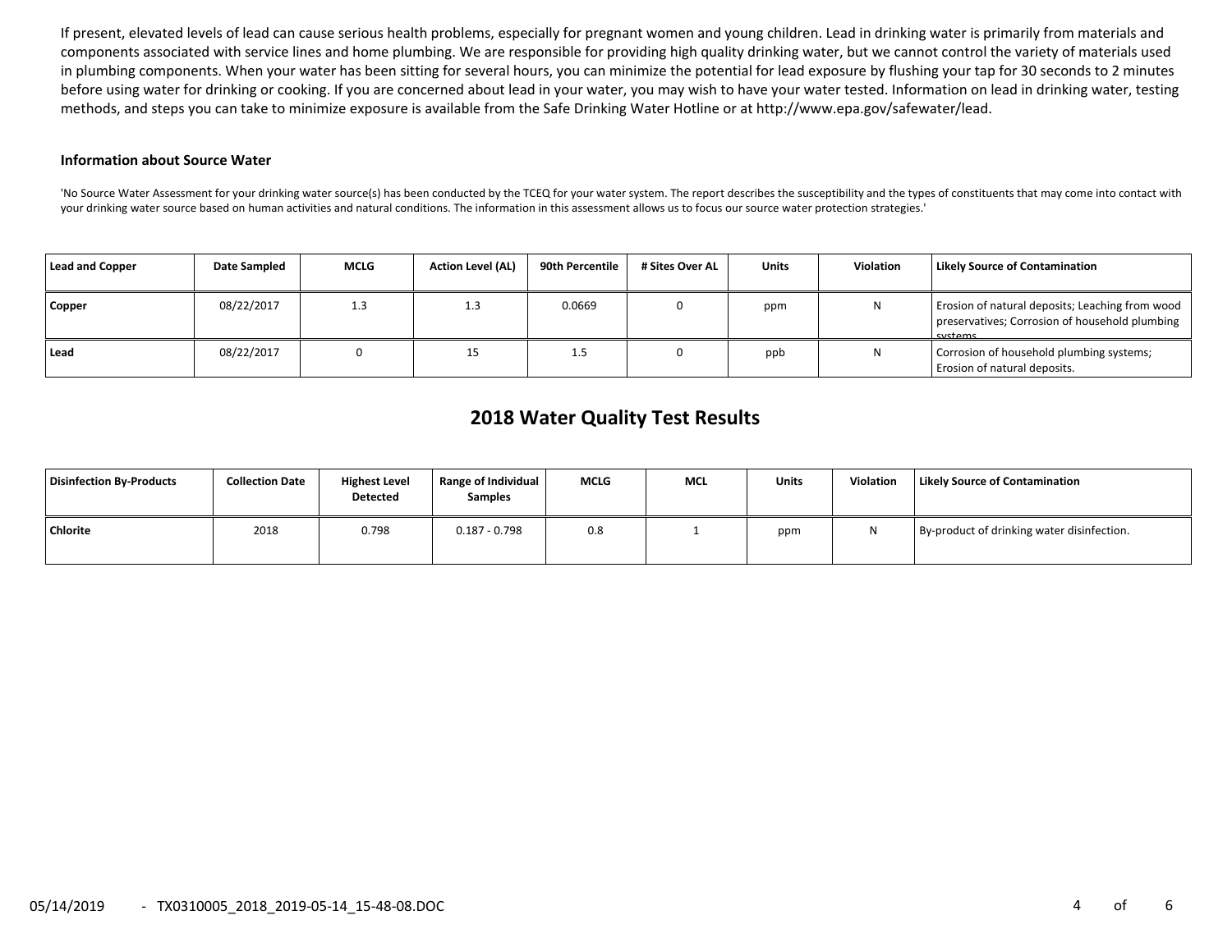If present, elevated levels of lead can cause serious health problems, especially for pregnant women and young children. Lead in drinking water is primarily from materials and components associated with service lines and home plumbing. We are responsible for providing high quality drinking water, but we cannot control the variety of materials used in plumbing components. When your water has been sitting for several hours, you can minimize the potential for lead exposure by flushing your tap for 30 seconds to 2 minutes before using water for drinking or cooking. If you are concerned about lead in your water, you may wish to have your water tested. Information on lead in drinking water, testing methods, and steps you can take to minimize exposure is available from the Safe Drinking Water Hotline or at http://www.epa.gov/safewater/lead.

**Information about Source Water**

'No Source Water Assessment for your drinking water source(s) has been conducted by the TCEQ for your water system. The report describes the susceptibility and the types of constituents that may come into contact with your drinking water source based on human activities and natural conditions. The information in this assessment allows us to focus our source water protection strategies.'

| Lead and Copper | Date Sampled | MCLG | Action Level (AL) | 90th Percentile | # Sites Over AL | Units | Violation | Likely Source of Contamination |
|---|---|---|---|---|---|---|---|---|
| Copper | 08/22/2017 | 1.3 | 1.3 | 0.0669 | 0 | ppm | N | Erosion of natural deposits; Leaching from wood preservatives; Corrosion of household plumbing systems. |
| Lead | 08/22/2017 | 0 | 15 | 1.5 | 0 | ppb | N | Corrosion of household plumbing systems; Erosion of natural deposits. |

## 2018 Water Quality Test Results

| Disinfection By-Products | Collection Date | Highest Level Detected | Range of Individual Samples | MCLG | MCL | Units | Violation | Likely Source of Contamination |
|---|---|---|---|---|---|---|---|---|
| Chlorite | 2018 | 0.798 | 0.187 - 0.798 | 0.8 | 1 | ppm | N | By-product of drinking water disinfection. |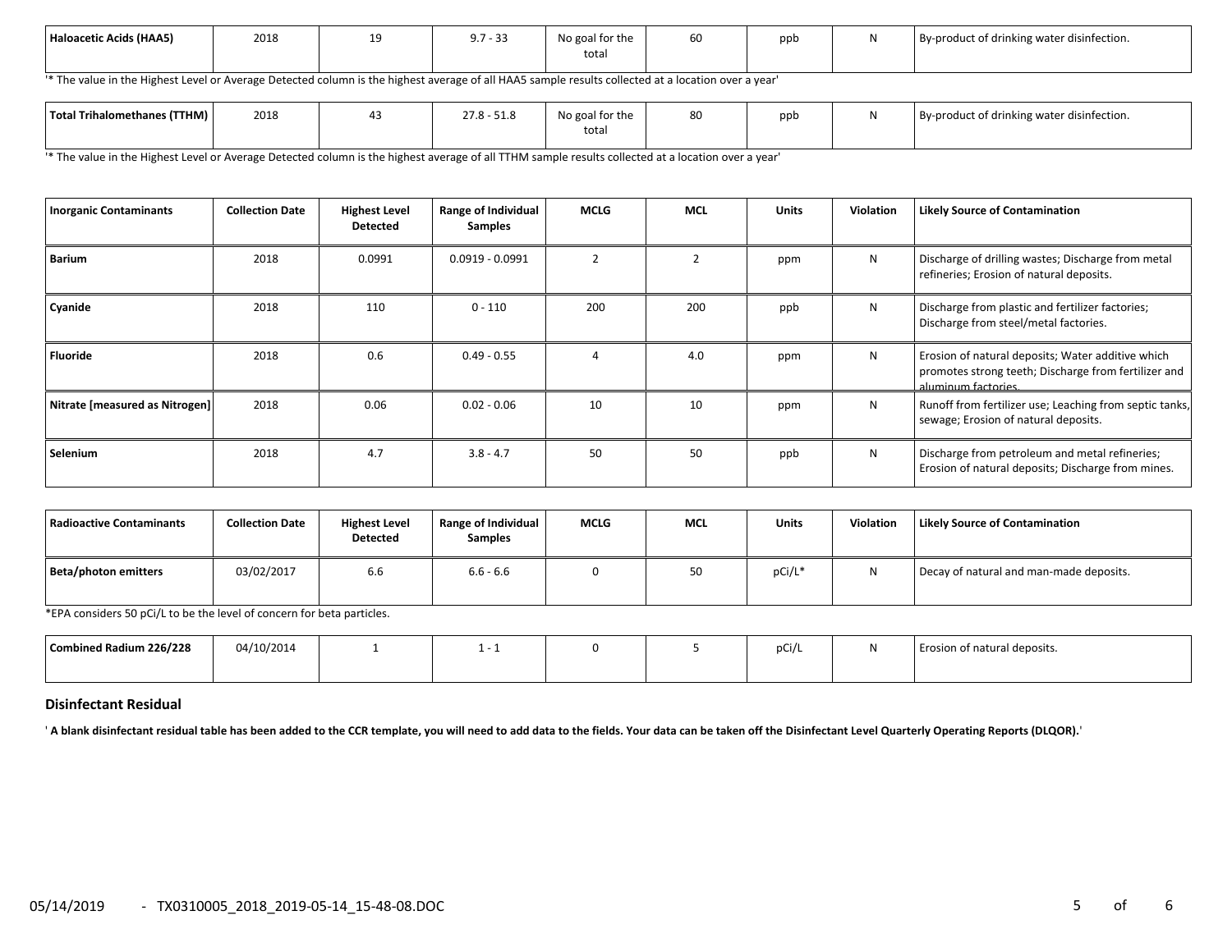| Haloacetic Acids (HAA5) | 2018 | 19 | 9.7 - 33 | No goal for the total | 60 | ppb | N | By-product of drinking water disinfection. |
|---|---|---|---|---|---|---|---|---|

'* The value in the Highest Level or Average Detected column is the highest average of all HAA5 sample results collected at a location over a year'

| Total Trihalomethanes (TTHM) | 2018 | 43 | 27.8 - 51.8 | No goal for the total | 80 | ppb | N | By-product of drinking water disinfection. |
|---|---|---|---|---|---|---|---|---|

'* The value in the Highest Level or Average Detected column is the highest average of all TTHM sample results collected at a location over a year'

| Inorganic Contaminants | Collection Date | Highest Level Detected | Range of Individual Samples | MCLG | MCL | Units | Violation | Likely Source of Contamination |
|---|---|---|---|---|---|---|---|---|
| Barium | 2018 | 0.0991 | 0.0919 - 0.0991 | 2 | 2 | ppm | N | Discharge of drilling wastes; Discharge from metal refineries; Erosion of natural deposits. |
| Cyanide | 2018 | 110 | 0 - 110 | 200 | 200 | ppb | N | Discharge from plastic and fertilizer factories; Discharge from steel/metal factories. |
| Fluoride | 2018 | 0.6 | 0.49 - 0.55 | 4 | 4.0 | ppm | N | Erosion of natural deposits; Water additive which promotes strong teeth; Discharge from fertilizer and aluminum factories. |
| Nitrate [measured as Nitrogen] | 2018 | 0.06 | 0.02 - 0.06 | 10 | 10 | ppm | N | Runoff from fertilizer use; Leaching from septic tanks, sewage; Erosion of natural deposits. |
| Selenium | 2018 | 4.7 | 3.8 - 4.7 | 50 | 50 | ppb | N | Discharge from petroleum and metal refineries; Erosion of natural deposits; Discharge from mines. |

| Radioactive Contaminants | Collection Date | Highest Level Detected | Range of Individual Samples | MCLG | MCL | Units | Violation | Likely Source of Contamination |
|---|---|---|---|---|---|---|---|---|
| Beta/photon emitters | 03/02/2017 | 6.6 | 6.6 - 6.6 | 0 | 50 | pCi/L* | N | Decay of natural and man-made deposits. |

*EPA considers 50 pCi/L to be the level of concern for beta particles.

| Combined Radium 226/228 | 04/10/2014 | 1 | 1 - 1 | 0 | 5 | pCi/L | N | Erosion of natural deposits. |
|---|---|---|---|---|---|---|---|---|

### Disinfectant Residual

**' A blank disinfectant residual table has been added to the CCR template, you will need to add data to the fields. Your data can be taken off the Disinfectant Level Quarterly Operating Reports (DLQOR).'**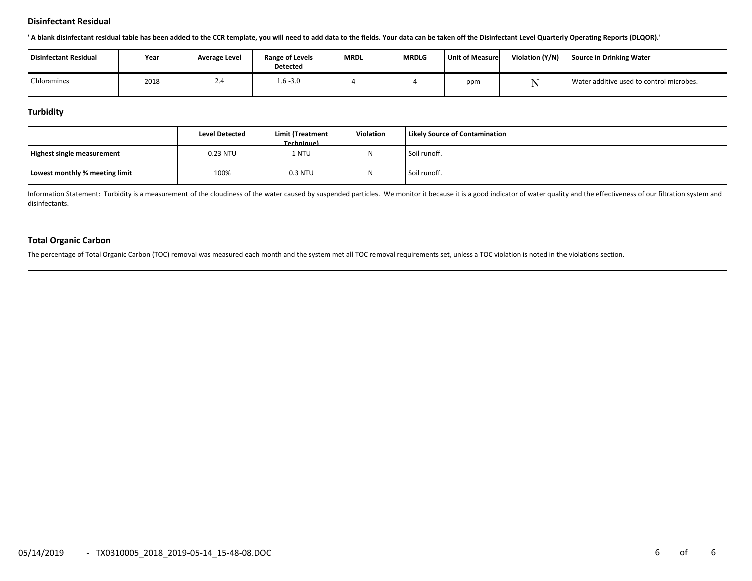## Disinfectant Residual

**' A blank disinfectant residual table has been added to the CCR template, you will need to add data to the fields. Your data can be taken off the Disinfectant Level Quarterly Operating Reports (DLQOR).'**

| Disinfectant Residual | Year | Average Level | Range of Levels Detected | MRDL | MRDLG | Unit of Measure | Violation (Y/N) | Source in Drinking Water |
|---|---|---|---|---|---|---|---|---|
| Chloramines | 2018 | 2.4 | 1.6 -3.0 | 4 | 4 | ppm | N | Water additive used to control microbes. |

## Turbidity

| | Level Detected | Limit (Treatment Technique) | Violation | Likely Source of Contamination |
|---|---|---|---|---|
| **Highest single measurement** | 0.23 NTU | 1 NTU | N | Soil runoff. |
| **Lowest monthly % meeting limit** | 100% | 0.3 NTU | N | Soil runoff. |

Information Statement: Turbidity is a measurement of the cloudiness of the water caused by suspended particles. We monitor it because it is a good indicator of water quality and the effectiveness of our filtration system and disinfectants.

## Total Organic Carbon

The percentage of Total Organic Carbon (TOC) removal was measured each month and the system met all TOC removal requirements set, unless a TOC violation is noted in the violations section.